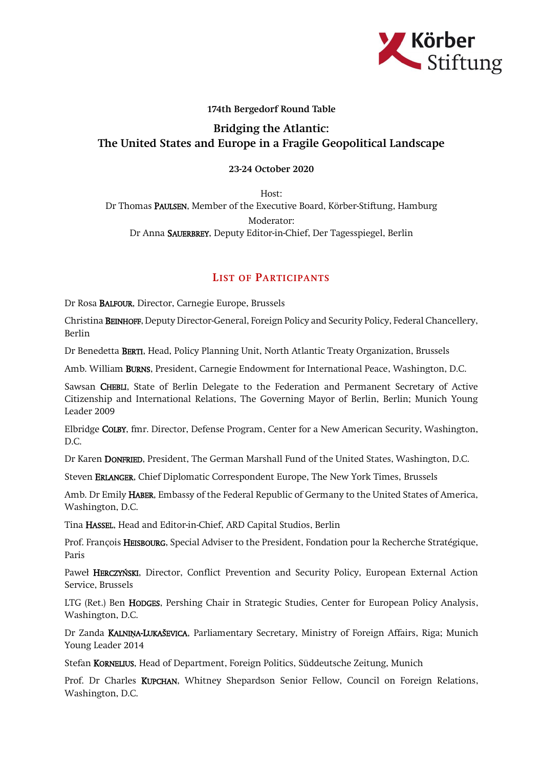Körber Stiftung

**174th Bergedorf Round Table**

## Bridging the Atlantic: The United States and Europe in a Fragile Geopolitical Landscape

**23-24 October 2020**

Host:
Dr Thomas PAULSEN, Member of the Executive Board, Körber-Stiftung, Hamburg

Moderator:
Dr Anna SAUERBREY, Deputy Editor-in-Chief, Der Tagesspiegel, Berlin

### LIST OF PARTICIPANTS

Dr Rosa BALFOUR, Director, Carnegie Europe, Brussels

Christina BEINHOFF, Deputy Director-General, Foreign Policy and Security Policy, Federal Chancellery, Berlin

Dr Benedetta BERTI, Head, Policy Planning Unit, North Atlantic Treaty Organization, Brussels

Amb. William BURNS, President, Carnegie Endowment for International Peace, Washington, D.C.

Sawsan CHEBLI, State of Berlin Delegate to the Federation and Permanent Secretary of Active Citizenship and International Relations, The Governing Mayor of Berlin, Berlin; Munich Young Leader 2009

Elbridge COLBY, fmr. Director, Defense Program, Center for a New American Security, Washington, D.C.

Dr Karen DONFRIED, President, The German Marshall Fund of the United States, Washington, D.C.

Steven ERLANGER, Chief Diplomatic Correspondent Europe, The New York Times, Brussels

Amb. Dr Emily HABER, Embassy of the Federal Republic of Germany to the United States of America, Washington, D.C.

Tina HASSEL, Head and Editor-in-Chief, ARD Capital Studios, Berlin

Prof. François HEISBOURG, Special Adviser to the President, Fondation pour la Recherche Stratégique, Paris

Paweł HERCZYŃSKI, Director, Conflict Prevention and Security Policy, European External Action Service, Brussels

LTG (Ret.) Ben HODGES, Pershing Chair in Strategic Studies, Center for European Policy Analysis, Washington, D.C.

Dr Zanda KALNIŅA-LUKAŠEVICA, Parliamentary Secretary, Ministry of Foreign Affairs, Riga; Munich Young Leader 2014

Stefan KORNELIUS, Head of Department, Foreign Politics, Süddeutsche Zeitung, Munich

Prof. Dr Charles KUPCHAN, Whitney Shepardson Senior Fellow, Council on Foreign Relations, Washington, D.C.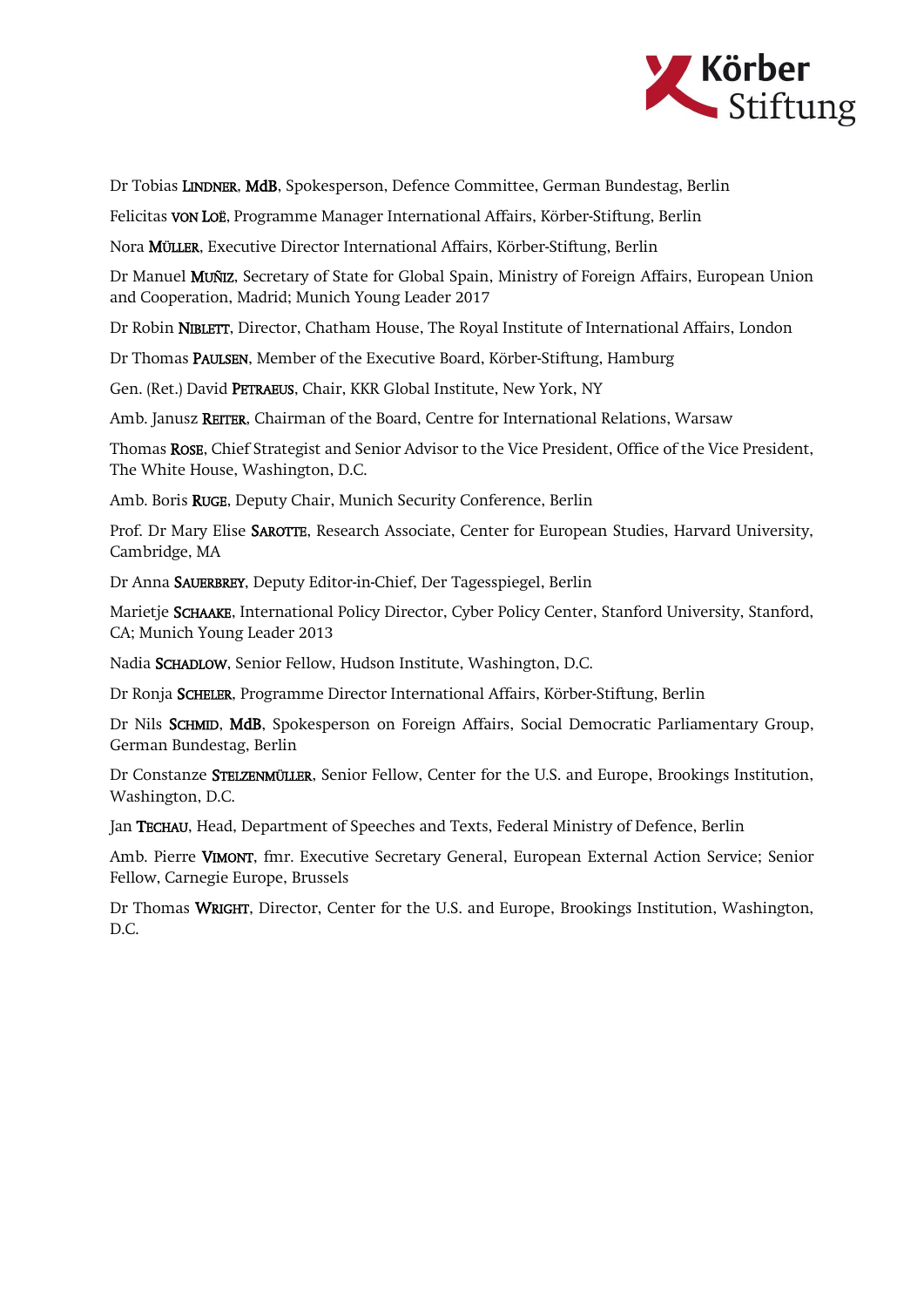Dr Tobias LINDNER, MdB, Spokesperson, Defence Committee, German Bundestag, Berlin

Felicitas VON LOË, Programme Manager International Affairs, Körber-Stiftung, Berlin

Nora MÜLLER, Executive Director International Affairs, Körber-Stiftung, Berlin

Dr Manuel MUÑIZ, Secretary of State for Global Spain, Ministry of Foreign Affairs, European Union and Cooperation, Madrid; Munich Young Leader 2017

Dr Robin NIBLETT, Director, Chatham House, The Royal Institute of International Affairs, London

Dr Thomas PAULSEN, Member of the Executive Board, Körber-Stiftung, Hamburg

Gen. (Ret.) David PETRAEUS, Chair, KKR Global Institute, New York, NY

Amb. Janusz REITER, Chairman of the Board, Centre for International Relations, Warsaw

Thomas ROSE, Chief Strategist and Senior Advisor to the Vice President, Office of the Vice President, The White House, Washington, D.C.

Amb. Boris RUGE, Deputy Chair, Munich Security Conference, Berlin

Prof. Dr Mary Elise SAROTTE, Research Associate, Center for European Studies, Harvard University, Cambridge, MA

Dr Anna SAUERBREY, Deputy Editor-in-Chief, Der Tagesspiegel, Berlin

Marietje SCHAAKE, International Policy Director, Cyber Policy Center, Stanford University, Stanford, CA; Munich Young Leader 2013

Nadia SCHADLOW, Senior Fellow, Hudson Institute, Washington, D.C.

Dr Ronja SCHELER, Programme Director International Affairs, Körber-Stiftung, Berlin

Dr Nils SCHMID, MdB, Spokesperson on Foreign Affairs, Social Democratic Parliamentary Group, German Bundestag, Berlin

Dr Constanze STELZENMÜLLER, Senior Fellow, Center for the U.S. and Europe, Brookings Institution, Washington, D.C.

Jan TECHAU, Head, Department of Speeches and Texts, Federal Ministry of Defence, Berlin

Amb. Pierre VIMONT, fmr. Executive Secretary General, European External Action Service; Senior Fellow, Carnegie Europe, Brussels

Dr Thomas WRIGHT, Director, Center for the U.S. and Europe, Brookings Institution, Washington, D.C.